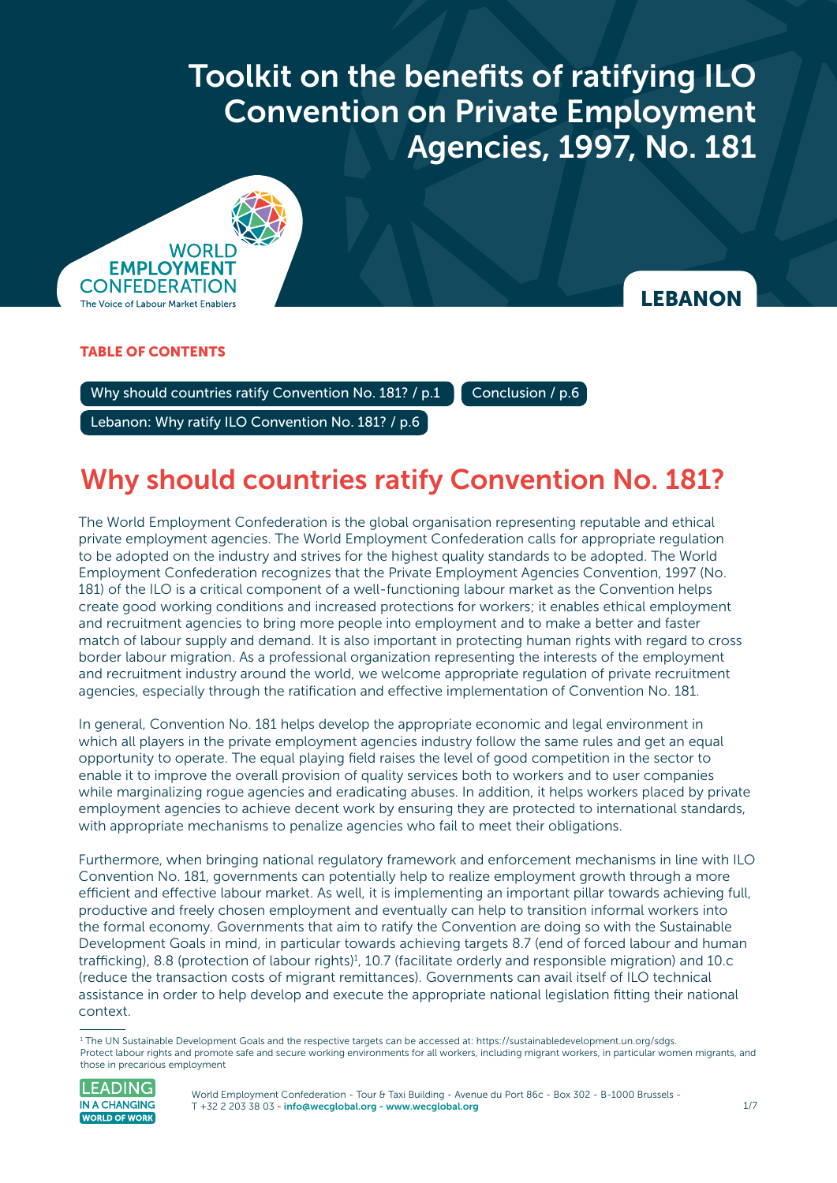# Toolkit on the benefits of ratifying ILO Convention on Private Employment Agencies, 1997, No. 181

WORLD EMPLOYMENT CONFEDERATION
The Voice of Labour Market Enablers

**LEBANON**

**TABLE OF CONTENTS**

- Why should countries ratify Convention No. 181? / p.1
- Conclusion / p.6
- Lebanon: Why ratify ILO Convention No. 181? / p.6

## Why should countries ratify Convention No. 181?

The World Employment Confederation is the global organisation representing reputable and ethical private employment agencies. The World Employment Confederation calls for appropriate regulation to be adopted on the industry and strives for the highest quality standards to be adopted. The World Employment Confederation recognizes that the Private Employment Agencies Convention, 1997 (No. 181) of the ILO is a critical component of a well-functioning labour market as the Convention helps create good working conditions and increased protections for workers; it enables ethical employment and recruitment agencies to bring more people into employment and to make a better and faster match of labour supply and demand. It is also important in protecting human rights with regard to cross border labour migration. As a professional organization representing the interests of the employment and recruitment industry around the world, we welcome appropriate regulation of private recruitment agencies, especially through the ratification and effective implementation of Convention No. 181.

In general, Convention No. 181 helps develop the appropriate economic and legal environment in which all players in the private employment agencies industry follow the same rules and get an equal opportunity to operate. The equal playing field raises the level of good competition in the sector to enable it to improve the overall provision of quality services both to workers and to user companies while marginalizing rogue agencies and eradicating abuses. In addition, it helps workers placed by private employment agencies to achieve decent work by ensuring they are protected to international standards, with appropriate mechanisms to penalize agencies who fail to meet their obligations.

Furthermore, when bringing national regulatory framework and enforcement mechanisms in line with ILO Convention No. 181, governments can potentially help to realize employment growth through a more efficient and effective labour market. As well, it is implementing an important pillar towards achieving full, productive and freely chosen employment and eventually can help to transition informal workers into the formal economy. Governments that aim to ratify the Convention are doing so with the Sustainable Development Goals in mind, in particular towards achieving targets 8.7 (end of forced labour and human trafficking), 8.8 (protection of labour rights)[1], 10.7 (facilitate orderly and responsible migration) and 10.c (reduce the transaction costs of migrant remittances). Governments can avail itself of ILO technical assistance in order to help develop and execute the appropriate national legislation fitting their national context.

---

[1] The UN Sustainable Development Goals and the respective targets can be accessed at: https://sustainabledevelopment.un.org/sdgs. Protect labour rights and promote safe and secure working environments for all workers, including migrant workers, in particular women migrants, and those in precarious employment

LEADING IN A CHANGING WORLD OF WORK

World Employment Confederation - Tour & Taxi Building - Avenue du Port 86c - Box 302 - B-1000 Brussels - T +32 2 203 38 03 - info@wecglobal.org - www.wecglobal.org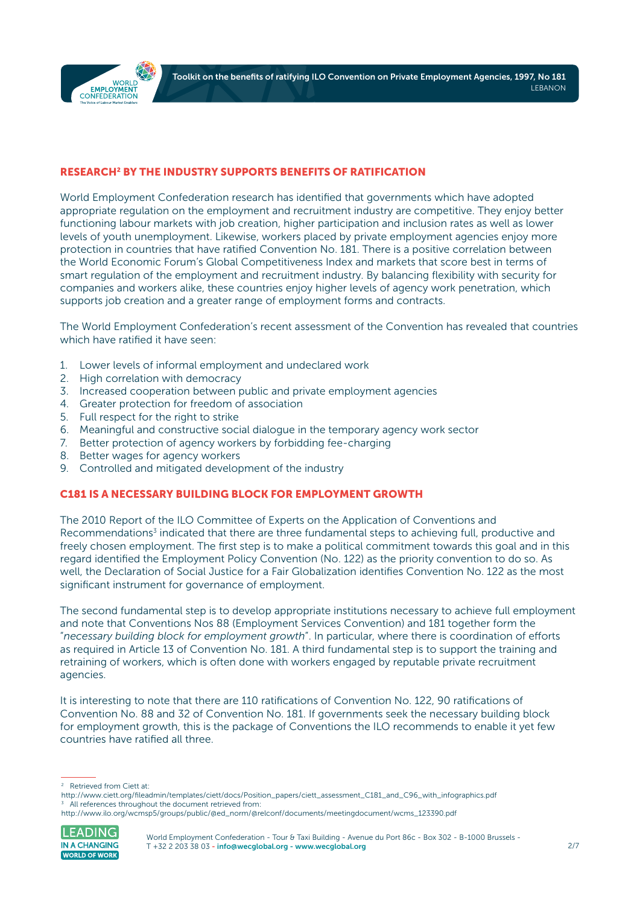## RESEARCH[2] BY THE INDUSTRY SUPPORTS BENEFITS OF RATIFICATION

World Employment Confederation research has identified that governments which have adopted appropriate regulation on the employment and recruitment industry are competitive. They enjoy better functioning labour markets with job creation, higher participation and inclusion rates as well as lower levels of youth unemployment. Likewise, workers placed by private employment agencies enjoy more protection in countries that have ratified Convention No. 181. There is a positive correlation between the World Economic Forum's Global Competitiveness Index and markets that score best in terms of smart regulation of the employment and recruitment industry. By balancing flexibility with security for companies and workers alike, these countries enjoy higher levels of agency work penetration, which supports job creation and a greater range of employment forms and contracts.

The World Employment Confederation's recent assessment of the Convention has revealed that countries which have ratified it have seen:

1. Lower levels of informal employment and undeclared work
2. High correlation with democracy
3. Increased cooperation between public and private employment agencies
4. Greater protection for freedom of association
5. Full respect for the right to strike
6. Meaningful and constructive social dialogue in the temporary agency work sector
7. Better protection of agency workers by forbidding fee-charging
8. Better wages for agency workers
9. Controlled and mitigated development of the industry

## C181 IS A NECESSARY BUILDING BLOCK FOR EMPLOYMENT GROWTH

The 2010 Report of the ILO Committee of Experts on the Application of Conventions and Recommendations[3] indicated that there are three fundamental steps to achieving full, productive and freely chosen employment. The first step is to make a political commitment towards this goal and in this regard identified the Employment Policy Convention (No. 122) as the priority convention to do so. As well, the Declaration of Social Justice for a Fair Globalization identifies Convention No. 122 as the most significant instrument for governance of employment.

The second fundamental step is to develop appropriate institutions necessary to achieve full employment and note that Conventions Nos 88 (Employment Services Convention) and 181 together form the "*necessary building block for employment growth*". In particular, where there is coordination of efforts as required in Article 13 of Convention No. 181. A third fundamental step is to support the training and retraining of workers, which is often done with workers engaged by reputable private recruitment agencies.

It is interesting to note that there are 110 ratifications of Convention No. 122, 90 ratifications of Convention No. 88 and 32 of Convention No. 181. If governments seek the necessary building block for employment growth, this is the package of Conventions the ILO recommends to enable it yet few countries have ratified all three.

---

[2] Retrieved from Ciett at: http://www.ciett.org/fileadmin/templates/ciett/docs/Position_papers/ciett_assessment_C181_and_C96_with_infographics.pdf

[3] All references throughout the document retrieved from: http://www.ilo.org/wcmsp5/groups/public/@ed_norm/@relconf/documents/meetingdocument/wcms_123390.pdf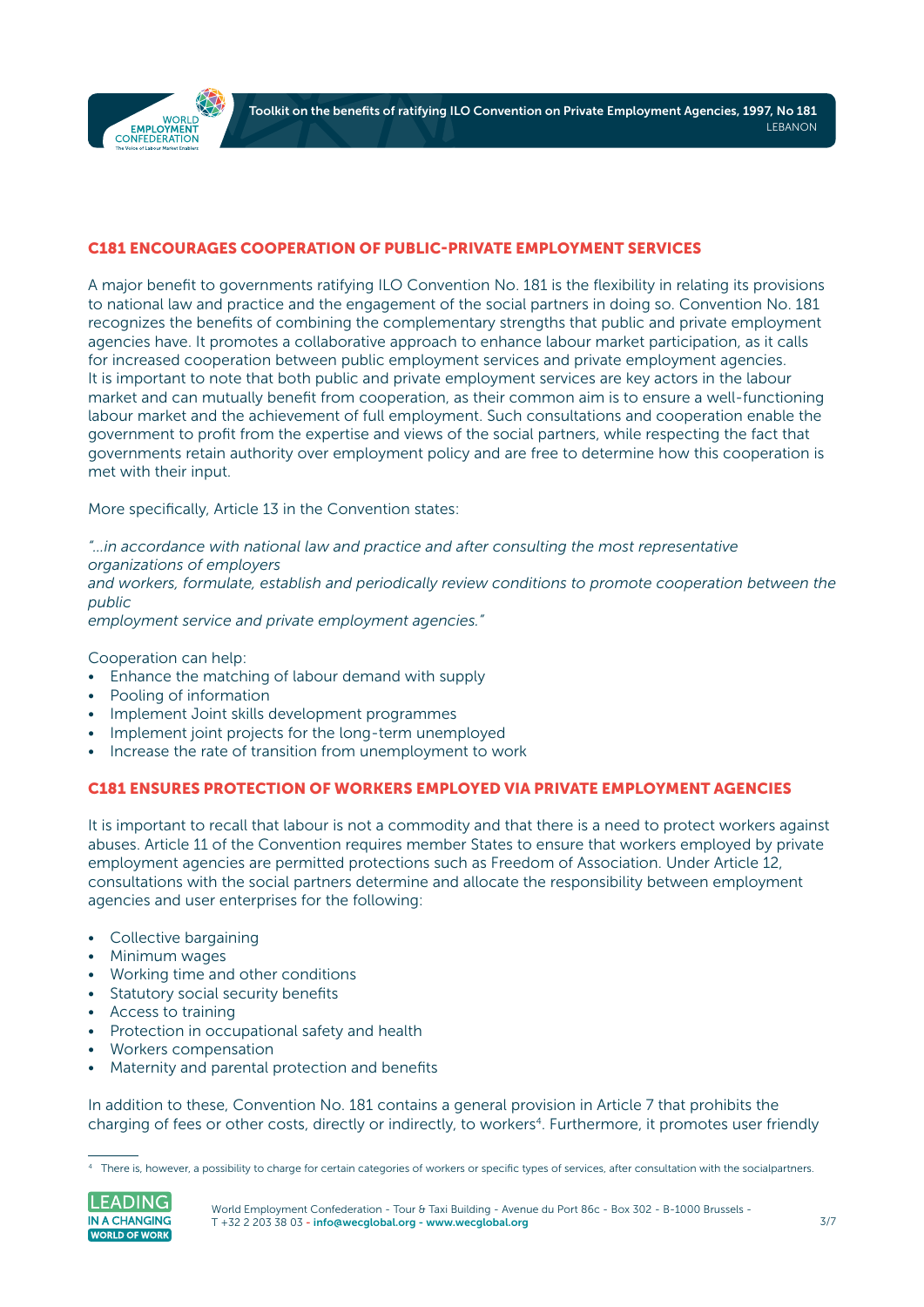## C181 ENCOURAGES COOPERATION OF PUBLIC-PRIVATE EMPLOYMENT SERVICES

A major benefit to governments ratifying ILO Convention No. 181 is the flexibility in relating its provisions to national law and practice and the engagement of the social partners in doing so. Convention No. 181 recognizes the benefits of combining the complementary strengths that public and private employment agencies have. It promotes a collaborative approach to enhance labour market participation, as it calls for increased cooperation between public employment services and private employment agencies. It is important to note that both public and private employment services are key actors in the labour market and can mutually benefit from cooperation, as their common aim is to ensure a well-functioning labour market and the achievement of full employment. Such consultations and cooperation enable the government to profit from the expertise and views of the social partners, while respecting the fact that governments retain authority over employment policy and are free to determine how this cooperation is met with their input.

More specifically, Article 13 in the Convention states:

*"...in accordance with national law and practice and after consulting the most representative organizations of employers and workers, formulate, establish and periodically review conditions to promote cooperation between the public employment service and private employment agencies."*

Cooperation can help:

- Enhance the matching of labour demand with supply
- Pooling of information
- Implement Joint skills development programmes
- Implement joint projects for the long-term unemployed
- Increase the rate of transition from unemployment to work

## C181 ENSURES PROTECTION OF WORKERS EMPLOYED VIA PRIVATE EMPLOYMENT AGENCIES

It is important to recall that labour is not a commodity and that there is a need to protect workers against abuses. Article 11 of the Convention requires member States to ensure that workers employed by private employment agencies are permitted protections such as Freedom of Association. Under Article 12, consultations with the social partners determine and allocate the responsibility between employment agencies and user enterprises for the following:

- Collective bargaining
- Minimum wages
- Working time and other conditions
- Statutory social security benefits
- Access to training
- Protection in occupational safety and health
- Workers compensation
- Maternity and parental protection and benefits

In addition to these, Convention No. 181 contains a general provision in Article 7 that prohibits the charging of fees or other costs, directly or indirectly, to workers[4]. Furthermore, it promotes user friendly

[4] There is, however, a possibility to charge for certain categories of workers or specific types of services, after consultation with the socialpartners.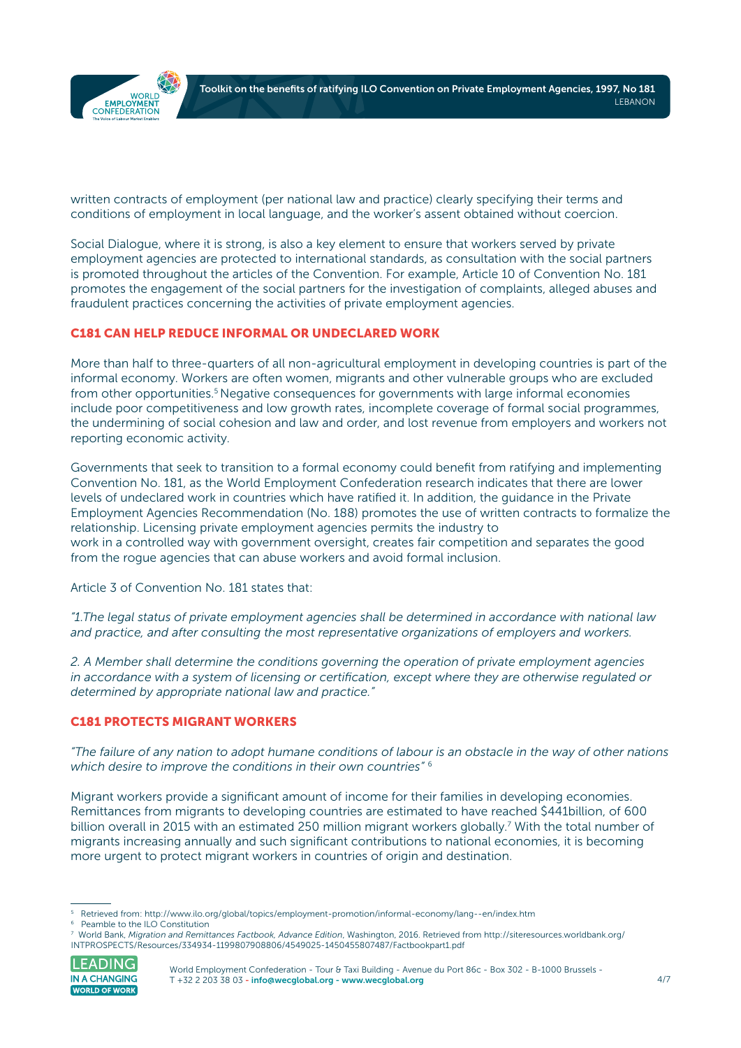written contracts of employment (per national law and practice) clearly specifying their terms and conditions of employment in local language, and the worker's assent obtained without coercion.

Social Dialogue, where it is strong, is also a key element to ensure that workers served by private employment agencies are protected to international standards, as consultation with the social partners is promoted throughout the articles of the Convention. For example, Article 10 of Convention No. 181 promotes the engagement of the social partners for the investigation of complaints, alleged abuses and fraudulent practices concerning the activities of private employment agencies.

## C181 CAN HELP REDUCE INFORMAL OR UNDECLARED WORK

More than half to three-quarters of all non-agricultural employment in developing countries is part of the informal economy. Workers are often women, migrants and other vulnerable groups who are excluded from other opportunities.[5] Negative consequences for governments with large informal economies include poor competitiveness and low growth rates, incomplete coverage of formal social programmes, the undermining of social cohesion and law and order, and lost revenue from employers and workers not reporting economic activity.

Governments that seek to transition to a formal economy could benefit from ratifying and implementing Convention No. 181, as the World Employment Confederation research indicates that there are lower levels of undeclared work in countries which have ratified it. In addition, the guidance in the Private Employment Agencies Recommendation (No. 188) promotes the use of written contracts to formalize the relationship. Licensing private employment agencies permits the industry to work in a controlled way with government oversight, creates fair competition and separates the good from the rogue agencies that can abuse workers and avoid formal inclusion.

Article 3 of Convention No. 181 states that:

*"1.The legal status of private employment agencies shall be determined in accordance with national law and practice, and after consulting the most representative organizations of employers and workers.*

*2. A Member shall determine the conditions governing the operation of private employment agencies in accordance with a system of licensing or certification, except where they are otherwise regulated or determined by appropriate national law and practice."*

## C181 PROTECTS MIGRANT WORKERS

*"The failure of any nation to adopt humane conditions of labour is an obstacle in the way of other nations which desire to improve the conditions in their own countries"* [6]

Migrant workers provide a significant amount of income for their families in developing economies. Remittances from migrants to developing countries are estimated to have reached $441billion, of 600 billion overall in 2015 with an estimated 250 million migrant workers globally.[7] With the total number of migrants increasing annually and such significant contributions to national economies, it is becoming more urgent to protect migrant workers in countries of origin and destination.

---

[5] Retrieved from: http://www.ilo.org/global/topics/employment-promotion/informal-economy/lang--en/index.htm

[6] Peamble to the ILO Constitution

[7] World Bank, *Migration and Remittances Factbook, Advance Edition*, Washington, 2016. Retrieved from http://siteresources.worldbank.org/INTPROSPECTS/Resources/334934-1199807908806/4549025-1450455807487/Factbookpart1.pdf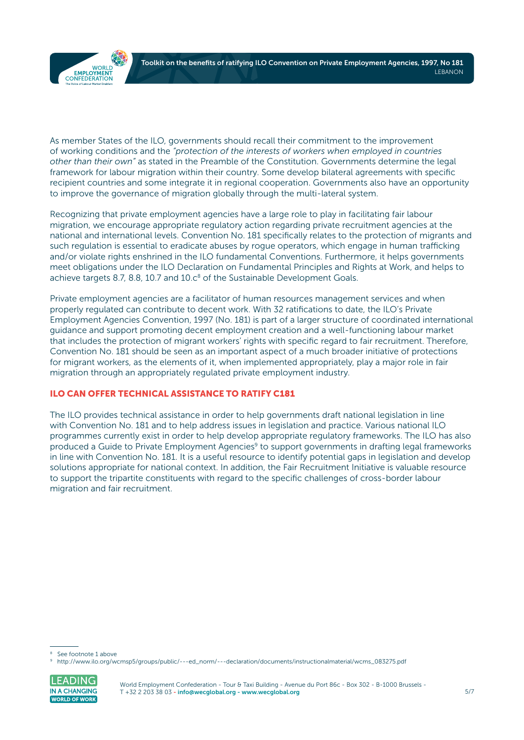As member States of the ILO, governments should recall their commitment to the improvement of working conditions and the *"protection of the interests of workers when employed in countries other than their own"* as stated in the Preamble of the Constitution. Governments determine the legal framework for labour migration within their country. Some develop bilateral agreements with specific recipient countries and some integrate it in regional cooperation. Governments also have an opportunity to improve the governance of migration globally through the multi-lateral system.

Recognizing that private employment agencies have a large role to play in facilitating fair labour migration, we encourage appropriate regulatory action regarding private recruitment agencies at the national and international levels. Convention No. 181 specifically relates to the protection of migrants and such regulation is essential to eradicate abuses by rogue operators, which engage in human trafficking and/or violate rights enshrined in the ILO fundamental Conventions. Furthermore, it helps governments meet obligations under the ILO Declaration on Fundamental Principles and Rights at Work, and helps to achieve targets 8.7, 8.8, 10.7 and 10.c[8] of the Sustainable Development Goals.

Private employment agencies are a facilitator of human resources management services and when properly regulated can contribute to decent work. With 32 ratifications to date, the ILO's Private Employment Agencies Convention, 1997 (No. 181) is part of a larger structure of coordinated international guidance and support promoting decent employment creation and a well-functioning labour market that includes the protection of migrant workers' rights with specific regard to fair recruitment. Therefore, Convention No. 181 should be seen as an important aspect of a much broader initiative of protections for migrant workers, as the elements of it, when implemented appropriately, play a major role in fair migration through an appropriately regulated private employment industry.

## ILO CAN OFFER TECHNICAL ASSISTANCE TO RATIFY C181

The ILO provides technical assistance in order to help governments draft national legislation in line with Convention No. 181 and to help address issues in legislation and practice. Various national ILO programmes currently exist in order to help develop appropriate regulatory frameworks. The ILO has also produced a Guide to Private Employment Agencies[9] to support governments in drafting legal frameworks in line with Convention No. 181. It is a useful resource to identify potential gaps in legislation and develop solutions appropriate for national context. In addition, the Fair Recruitment Initiative is valuable resource to support the tripartite constituents with regard to the specific challenges of cross-border labour migration and fair recruitment.

---

[8] See footnote 1 above

[9] http://www.ilo.org/wcmsp5/groups/public/---ed_norm/---declaration/documents/instructionalmaterial/wcms_083275.pdf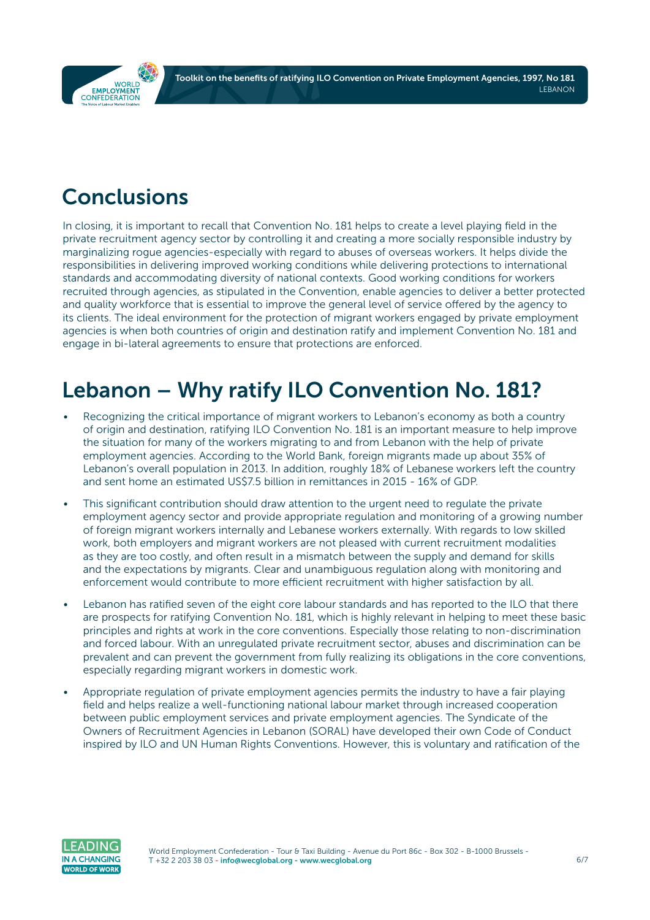## Conclusions

In closing, it is important to recall that Convention No. 181 helps to create a level playing field in the private recruitment agency sector by controlling it and creating a more socially responsible industry by marginalizing rogue agencies-especially with regard to abuses of overseas workers. It helps divide the responsibilities in delivering improved working conditions while delivering protections to international standards and accommodating diversity of national contexts. Good working conditions for workers recruited through agencies, as stipulated in the Convention, enable agencies to deliver a better protected and quality workforce that is essential to improve the general level of service offered by the agency to its clients. The ideal environment for the protection of migrant workers engaged by private employment agencies is when both countries of origin and destination ratify and implement Convention No. 181 and engage in bi-lateral agreements to ensure that protections are enforced.

## Lebanon – Why ratify ILO Convention No. 181?

- Recognizing the critical importance of migrant workers to Lebanon's economy as both a country of origin and destination, ratifying ILO Convention No. 181 is an important measure to help improve the situation for many of the workers migrating to and from Lebanon with the help of private employment agencies. According to the World Bank, foreign migrants made up about 35% of Lebanon's overall population in 2013. In addition, roughly 18% of Lebanese workers left the country and sent home an estimated US$7.5 billion in remittances in 2015 - 16% of GDP.
- This significant contribution should draw attention to the urgent need to regulate the private employment agency sector and provide appropriate regulation and monitoring of a growing number of foreign migrant workers internally and Lebanese workers externally. With regards to low skilled work, both employers and migrant workers are not pleased with current recruitment modalities as they are too costly, and often result in a mismatch between the supply and demand for skills and the expectations by migrants. Clear and unambiguous regulation along with monitoring and enforcement would contribute to more efficient recruitment with higher satisfaction by all.
- Lebanon has ratified seven of the eight core labour standards and has reported to the ILO that there are prospects for ratifying Convention No. 181, which is highly relevant in helping to meet these basic principles and rights at work in the core conventions. Especially those relating to non-discrimination and forced labour. With an unregulated private recruitment sector, abuses and discrimination can be prevalent and can prevent the government from fully realizing its obligations in the core conventions, especially regarding migrant workers in domestic work.
- Appropriate regulation of private employment agencies permits the industry to have a fair playing field and helps realize a well-functioning national labour market through increased cooperation between public employment services and private employment agencies. The Syndicate of the Owners of Recruitment Agencies in Lebanon (SORAL) have developed their own Code of Conduct inspired by ILO and UN Human Rights Conventions. However, this is voluntary and ratification of the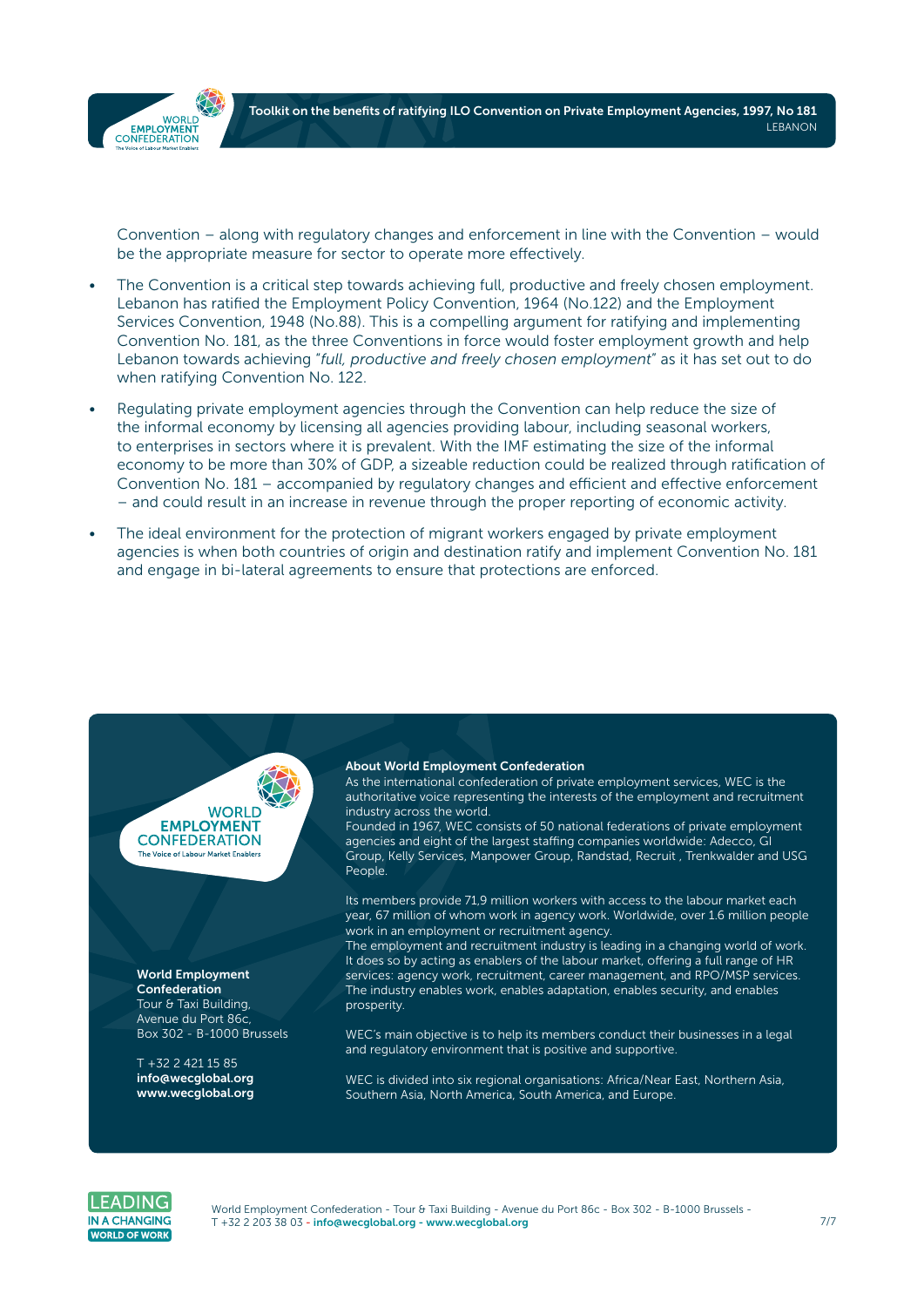Convention – along with regulatory changes and enforcement in line with the Convention – would be the appropriate measure for sector to operate more effectively.

- The Convention is a critical step towards achieving full, productive and freely chosen employment. Lebanon has ratified the Employment Policy Convention, 1964 (No.122) and the Employment Services Convention, 1948 (No.88). This is a compelling argument for ratifying and implementing Convention No. 181, as the three Conventions in force would foster employment growth and help Lebanon towards achieving "*full, productive and freely chosen employment*" as it has set out to do when ratifying Convention No. 122.
- Regulating private employment agencies through the Convention can help reduce the size of the informal economy by licensing all agencies providing labour, including seasonal workers, to enterprises in sectors where it is prevalent. With the IMF estimating the size of the informal economy to be more than 30% of GDP, a sizeable reduction could be realized through ratification of Convention No. 181 – accompanied by regulatory changes and efficient and effective enforcement – and could result in an increase in revenue through the proper reporting of economic activity.
- The ideal environment for the protection of migrant workers engaged by private employment agencies is when both countries of origin and destination ratify and implement Convention No. 181 and engage in bi-lateral agreements to ensure that protections are enforced.

WORLD EMPLOYMENT CONFEDERATION
The Voice of Labour Market Enablers

**World Employment Confederation**
Tour & Taxi Building,
Avenue du Port 86c,
Box 302 - B-1000 Brussels

T +32 2 421 15 85
**info@wecglobal.org**
**www.wecglobal.org**

**About World Employment Confederation**

As the international confederation of private employment services, WEC is the authoritative voice representing the interests of the employment and recruitment industry across the world.
Founded in 1967, WEC consists of 50 national federations of private employment agencies and eight of the largest staffing companies worldwide: Adecco, GI Group, Kelly Services, Manpower Group, Randstad, Recruit , Trenkwalder and USG People.

Its members provide 71,9 million workers with access to the labour market each year, 67 million of whom work in agency work. Worldwide, over 1.6 million people work in an employment or recruitment agency.
The employment and recruitment industry is leading in a changing world of work. It does so by acting as enablers of the labour market, offering a full range of HR services: agency work, recruitment, career management, and RPO/MSP services. The industry enables work, enables adaptation, enables security, and enables prosperity.

WEC's main objective is to help its members conduct their businesses in a legal and regulatory environment that is positive and supportive.

WEC is divided into six regional organisations: Africa/Near East, Northern Asia, Southern Asia, North America, South America, and Europe.